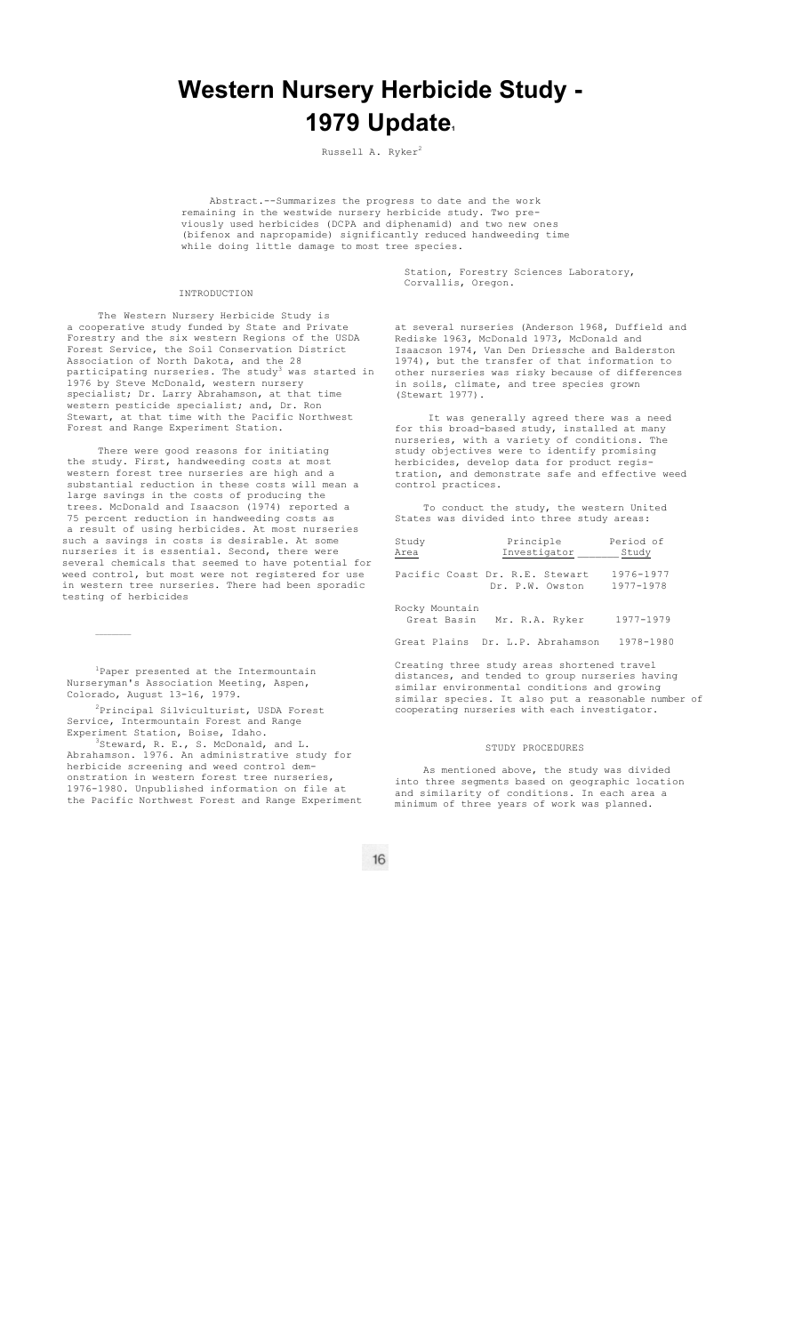# Western Nursery Herbicide Study - 1979 Update[1]

Russell A. Ryker[2]

Abstract.--Summarizes the progress to date and the work remaining in the westwide nursery herbicide study. Two previously used herbicides (DCPA and diphenamid) and two new ones (bifenox and napropamide) significantly reduced handweeding time while doing little damage to most tree species.

## INTRODUCTION

The Western Nursery Herbicide Study is a cooperative study funded by State and Private Forestry and the six western Regions of the USDA Forest Service, the Soil Conservation District Association of North Dakota, and the 28 participating nurseries. The study[3] was started in 1976 by Steve McDonald, western nursery specialist; Dr. Larry Abrahamson, at that time western pesticide specialist; and, Dr. Ron Stewart, at that time with the Pacific Northwest Forest and Range Experiment Station.

There were good reasons for initiating the study. First, handweeding costs at most western forest tree nurseries are high and a substantial reduction in these costs will mean a large savings in the costs of producing the trees. McDonald and Isaacson (1974) reported a 75 percent reduction in handweeding costs as a result of using herbicides. At most nurseries such a savings in costs is desirable. At some nurseries it is essential. Second, there were several chemicals that seemed to have potential for weed control, but most were not registered for use in western tree nurseries. There had been sporadic testing of herbicides at several nurseries (Anderson 1968, Duffield and Rediske 1963, McDonald 1973, McDonald and Isaacson 1974, Van Den Driessche and Balderston 1974), but the transfer of that information to other nurseries was risky because of differences in soils, climate, and tree species grown (Stewart 1977).

It was generally agreed there was a need for this broad-based study, installed at many nurseries, with a variety of conditions. The study objectives were to identify promising herbicides, develop data for product registration, and demonstrate safe and effective weed control practices.

To conduct the study, the western United States was divided into three study areas:

| Study Area | Principle Investigator | Period of Study |
|---|---|---|
| Pacific Coast | Dr. R.E. Stewart | 1976-1977 |
| | Dr. P.W. Owston | 1977-1978 |
| Rocky Mountain Great Basin | Mr. R.A. Ryker | 1977-1979 |
| Great Plains | Dr. L.P. Abrahamson | 1978-1980 |

Creating three study areas shortened travel distances, and tended to group nurseries having similar environmental conditions and growing similar species. It also put a reasonable number of cooperating nurseries with each investigator.

## STUDY PROCEDURES

As mentioned above, the study was divided into three segments based on geographic location and similarity of conditions. In each area a minimum of three years of work was planned.

---

[1]Paper presented at the Intermountain Nurseryman's Association Meeting, Aspen, Colorado, August 13-16, 1979.

[2]Principal Silviculturist, USDA Forest Service, Intermountain Forest and Range Experiment Station, Boise, Idaho.

[3]Steward, R. E., S. McDonald, and L. Abrahamson. 1976. An administrative study for herbicide screening and weed control demonstration in western forest tree nurseries, 1976-1980. Unpublished information on file at the Pacific Northwest Forest and Range Experiment Station, Forestry Sciences Laboratory, Corvallis, Oregon.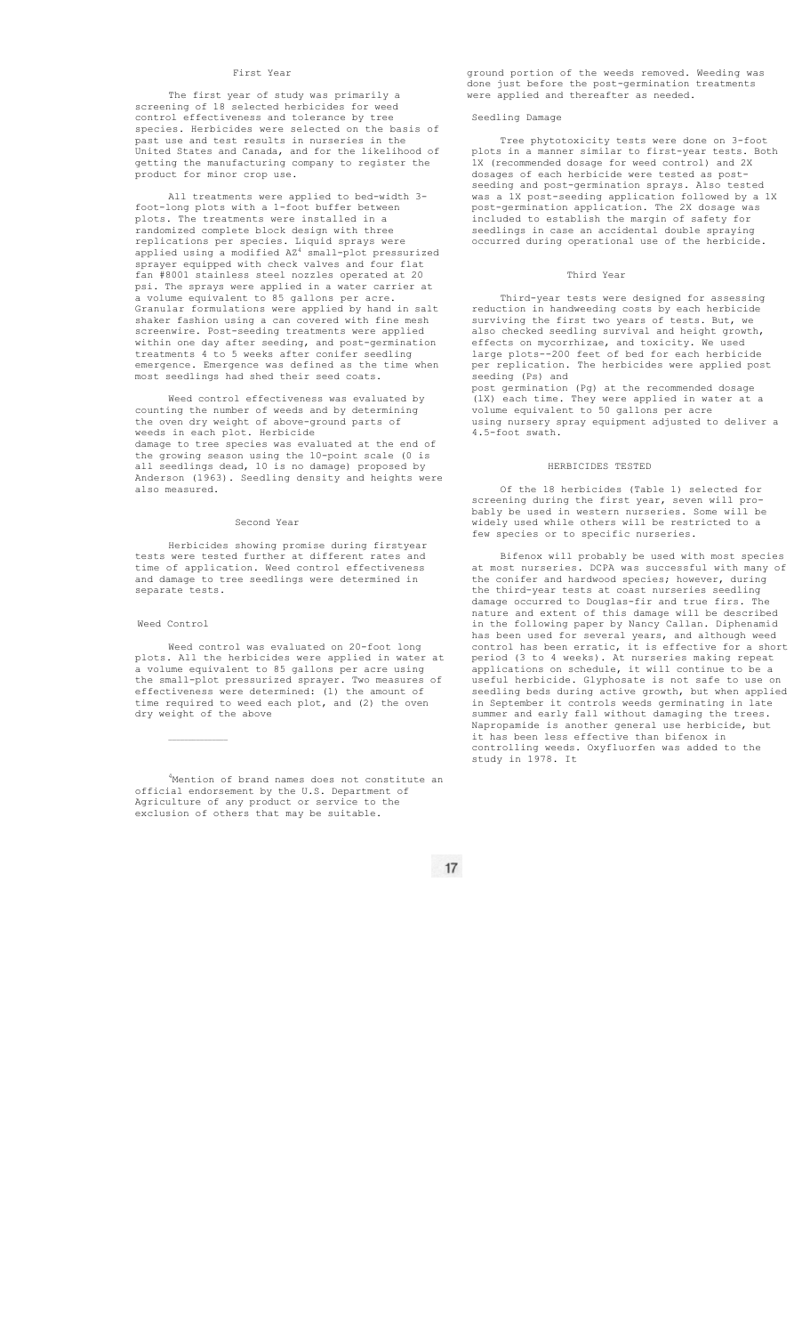## First Year

The first year of study was primarily a screening of 18 selected herbicides for weed control effectiveness and tolerance by tree species. Herbicides were selected on the basis of past use and test results in nurseries in the United States and Canada, and for the likelihood of getting the manufacturing company to register the product for minor crop use.

All treatments were applied to bed-width 3-foot-long plots with a 1-foot buffer between plots. The treatments were installed in a randomized complete block design with three replications per species. Liquid sprays were applied using a modified AZ[4] small-plot pressurized sprayer equipped with check valves and four flat fan #8001 stainless steel nozzles operated at 20 psi. The sprays were applied in a water carrier at a volume equivalent to 85 gallons per acre. Granular formulations were applied by hand in salt shaker fashion using a can covered with fine mesh screenwire. Post-seeding treatments were applied within one day after seeding, and post-germination treatments 4 to 5 weeks after conifer seedling emergence. Emergence was defined as the time when most seedlings had shed their seed coats.

Weed control effectiveness was evaluated by counting the number of weeds and by determining the oven dry weight of above-ground parts of weeds in each plot. Herbicide damage to tree species was evaluated at the end of the growing season using the 10-point scale (0 is all seedlings dead, 10 is no damage) proposed by Anderson (1963). Seedling density and heights were also measured.

## Second Year

Herbicides showing promise during firstyear tests were tested further at different rates and time of application. Weed control effectiveness and damage to tree seedlings were determined in separate tests.

### Weed Control

Weed control was evaluated on 20-foot long plots. All the herbicides were applied in water at a volume equivalent to 85 gallons per acre using the small-plot pressurized sprayer. Two measures of effectiveness were determined: (1) the amount of time required to weed each plot, and (2) the oven dry weight of the above ground portion of the weeds removed. Weeding was done just before the post-germination treatments were applied and thereafter as needed.

### Seedling Damage

Tree phytotoxicity tests were done on 3-foot plots in a manner similar to first-year tests. Both 1X (recommended dosage for weed control) and 2X dosages of each herbicide were tested as post-seeding and post-germination sprays. Also tested was a 1X post-seeding application followed by a 1X post-germination application. The 2X dosage was included to establish the margin of safety for seedlings in case an accidental double spraying occurred during operational use of the herbicide.

## Third Year

Third-year tests were designed for assessing reduction in handweeding costs by each herbicide surviving the first two years of tests. But, we also checked seedling survival and height growth, effects on mycorrhizae, and toxicity. We used large plots--200 feet of bed for each herbicide per replication. The herbicides were applied post seeding (Ps) and post germination (Pg) at the recommended dosage (1X) each time. They were applied in water at a volume equivalent to 50 gallons per acre using nursery spray equipment adjusted to deliver a 4.5-foot swath.

## HERBICIDES TESTED

Of the 18 herbicides (Table 1) selected for screening during the first year, seven will probably be used in western nurseries. Some will be widely used while others will be restricted to a few species or to specific nurseries.

Bifenox will probably be used with most species at most nurseries. DCPA was successful with many of the conifer and hardwood species; however, during the third-year tests at coast nurseries seedling damage occurred to Douglas-fir and true firs. The nature and extent of this damage will be described in the following paper by Nancy Callan. Diphenamid has been used for several years, and although weed control has been erratic, it is effective for a short period (3 to 4 weeks). At nurseries making repeat applications on schedule, it will continue to be a useful herbicide. Glyphosate is not safe to use on seedling beds during active growth, but when applied in September it controls weeds germinating in late summer and early fall without damaging the trees. Napropamide is another general use herbicide, but it has been less effective than bifenox in controlling weeds. Oxyfluorfen was added to the study in 1978. It

---

[4]Mention of brand names does not constitute an official endorsement by the U.S. Department of Agriculture of any product or service to the exclusion of others that may be suitable.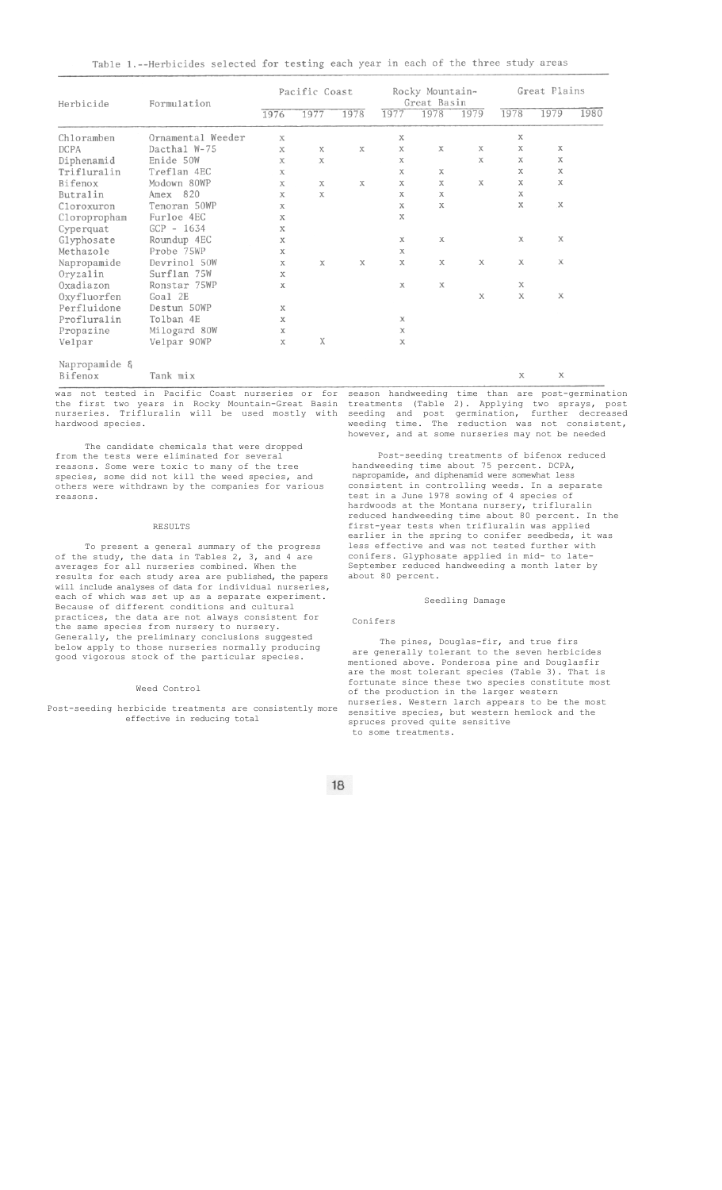Table 1.--Herbicides selected for testing each year in each of the three study areas

| Herbicide | Formulation | Pacific Coast | | | Rocky Mountain-Great Basin | | | Great Plains | | |
|---|---|---|---|---|---|---|---|---|---|---|
| | | 1976 | 1977 | 1978 | 1977 | 1978 | 1979 | 1978 | 1979 | 1980 |
| Chloramben | Ornamental Weeder | x | | | x | | | x | | |
| DCPA | Dacthal W-75 | x | x | x | x | x | x | x | x | |
| Diphenamid | Enide 50W | x | x | | x | | x | x | x | |
| Trifluralin | Treflan 4EC | x | | | x | x | | x | x | |
| Bifenox | Modown 80WP | x | x | x | x | x | x | x | x | |
| Butralin | Amex 820 | x | x | | x | x | | x | | |
| Cloroxuron | Tenoran 50WP | x | | | x | x | | x | x | |
| Cloropropham | Furloe 4EC | x | | | x | | | | | |
| Cyperquat | GCP - 1634 | x | | | | | | | | |
| Glyphosate | Roundup 4EC | x | | | x | x | | x | x | |
| Methazole | Probe 75WP | x | | | x | | | | | |
| Napropamide | Devrinol 50W | x | x | x | x | x | x | x | x | |
| Oryzalin | Surflan 75W | x | | | | | | | | |
| Oxadiazon | Ronstar 75WP | x | | | x | x | | x | | |
| Oxyfluorfen | Goal 2E | | | | | | x | x | x | |
| Perfluidone | Destun 50WP | x | | | | | | | | |
| Profluralin | Tolban 4E | x | | | x | | | | | |
| Propazine | Milogard 80W | x | | | x | | | | | |
| Velpar | Velpar 90WP | x | X | | x | | | | | |
| Napropamide & Bifenox | Tank mix | | | | | | | x | x | |

was not tested in Pacific Coast nurseries or for the first two years in Rocky Mountain-Great Basin nurseries. Trifluralin will be used mostly with hardwood species.

The candidate chemicals that were dropped from the tests were eliminated for several reasons. Some were toxic to many of the tree species, some did not kill the weed species, and others were withdrawn by the companies for various reasons.

## RESULTS

To present a general summary of the progress of the study, the data in Tables 2, 3, and 4 are averages for all nurseries combined. When the results for each study area are published, the papers will include analyses of data for individual nurseries, each of which was set up as a separate experiment. Because of different conditions and cultural practices, the data are not always consistent for the same species from nursery to nursery. Generally, the preliminary conclusions suggested below apply to those nurseries normally producing good vigorous stock of the particular species.

### Weed Control

Post-seeding herbicide treatments are consistently more effective in reducing total season handweeding time than are post-germination treatments (Table 2). Applying two sprays, post seeding and post germination, further decreased weeding time. The reduction was not consistent, however, and at some nurseries may not be needed

Post-seeding treatments of bifenox reduced handweeding time about 75 percent. DCPA, napropamide, and diphenamid were somewhat less consistent in controlling weeds. In a separate test in a June 1978 sowing of 4 species of hardwoods at the Montana nursery, trifluralin reduced handweeding time about 80 percent. In the first-year tests when trifluralin was applied earlier in the spring to conifer seedbeds, it was less effective and was not tested further with conifers. Glyphosate applied in mid- to late-September reduced handweeding a month later by about 80 percent.

### Seedling Damage

#### Conifers

The pines, Douglas-fir, and true firs are generally tolerant to the seven herbicides mentioned above. Ponderosa pine and Douglasfir are the most tolerant species (Table 3). That is fortunate since these two species constitute most of the production in the larger western nurseries. Western larch appears to be the most sensitive species, but western hemlock and the spruces proved quite sensitive to some treatments.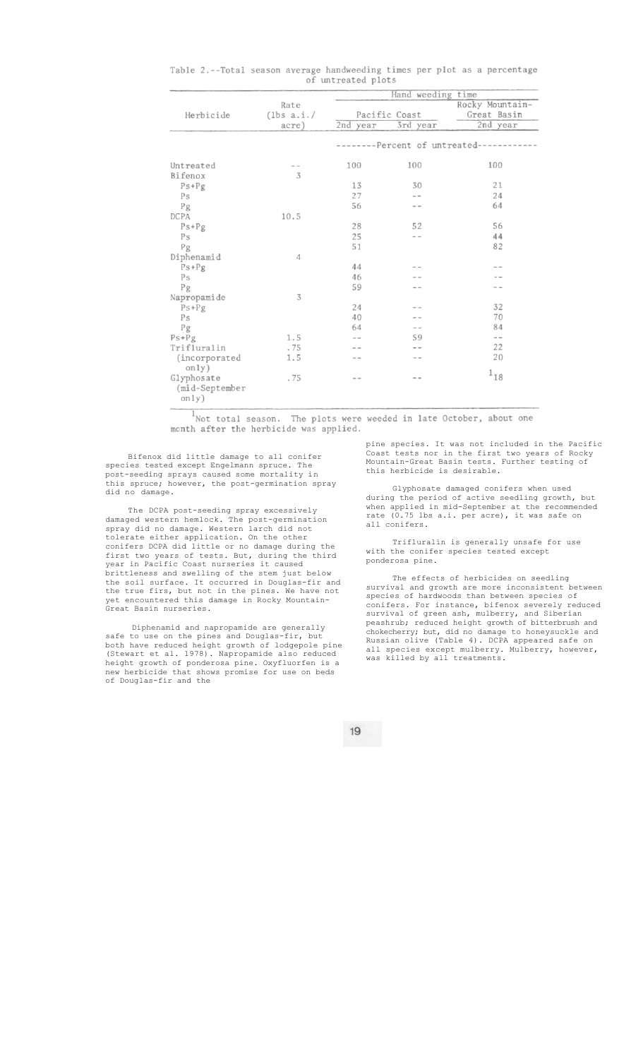Table 2.--Total season average handweeding times per plot as a percentage of untreated plots

| Herbicide | Rate (lbs a.i./ acre) | Hand weeding time | | |
|---|---|---|---|---|
| | | Pacific Coast | | Rocky Mountain-Great Basin |
| | | 2nd year | 3rd year | 2nd year |
| | | --------Percent of untreated----------- | | |
| Untreated | -- | 100 | 100 | 100 |
| Bifenox | 3 | | | |
| Ps+Pg | | 13 | 30 | 21 |
| Ps | | 27 | -- | 24 |
| Pg | | 56 | -- | 64 |
| DCPA | 10.5 | | | |
| Ps+Pg | | 28 | 52 | 56 |
| Ps | | 25 | -- | 44 |
| Pg | | 51 | | 82 |
| Diphenamid | 4 | | | |
| Ps+Pg | | 44 | -- | -- |
| Ps | | 46 | -- | -- |
| Pg | | 59 | -- | -- |
| Napropamide | 3 | | | |
| Ps+Pg | | 24 | -- | 32 |
| Ps | | 40 | -- | 70 |
| Pg | | 64 | -- | 84 |
| Ps+Pg | 1.5 | -- | 59 | -- |
| Trifluralin | .75 | -- | -- | 22 |
| (incorporated only) | 1.5 | -- | -- | 20 |
| Glyphosate (mid-September only) | .75 | -- | -- | [1]18 |

[1]Not total season. The plots were weeded in late October, about one month after the herbicide was applied.

Bifenox did little damage to all conifer species tested except Engelmann spruce. The post-seeding sprays caused some mortality in this spruce; however, the post-germination spray did no damage.

The DCPA post-seeding spray excessively damaged western hemlock. The post-germination spray did no damage. Western larch did not tolerate either application. On the other conifers DCPA did little or no damage during the first two years of tests. But, during the third year in Pacific Coast nurseries it caused brittleness and swelling of the stem just below the soil surface. It occurred in Douglas-fir and the true firs, but not in the pines. We have not yet encountered this damage in Rocky Mountain-Great Basin nurseries.

Diphenamid and napropamide are generally safe to use on the pines and Douglas-fir, but both have reduced height growth of lodgepole pine (Stewart et al. 1978). Napropamide also reduced height growth of ponderosa pine. Oxyfluorfen is a new herbicide that shows promise for use on beds of Douglas-fir and the pine species. It was not included in the Pacific Coast tests nor in the first two years of Rocky Mountain-Great Basin tests. Further testing of this herbicide is desirable.

Glyphosate damaged conifers when used during the period of active seedling growth, but when applied in mid-September at the recommended rate (0.75 lbs a.i. per acre), it was safe on all conifers.

Trifluralin is generally unsafe for use with the conifer species tested except ponderosa pine.

The effects of herbicides on seedling survival and growth are more inconsistent between species of hardwoods than between species of conifers. For instance, bifenox severely reduced survival of green ash, mulberry, and Siberian peashrub; reduced height growth of bitterbrush and chokecherry; but, did no damage to honeysuckle and Russian olive (Table 4). DCPA appeared safe on all species except mulberry. Mulberry, however, was killed by all treatments.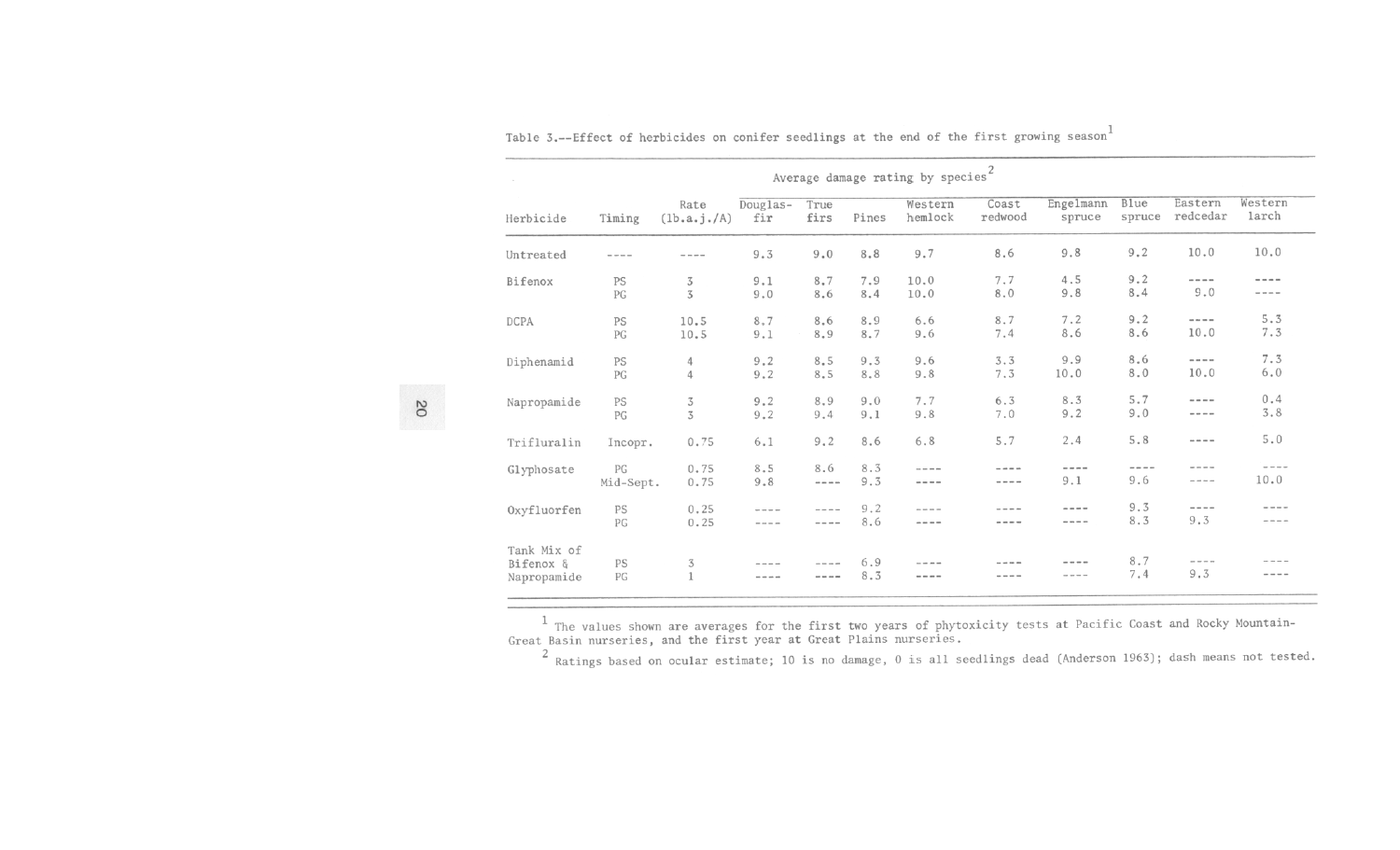Table 3.--Effect of herbicides on conifer seedlings at the end of the first growing season[1]

| | | | Average damage rating by species[2] | | | | | | | | |
|---|---|---|---|---|---|---|---|---|---|---|---|
| Herbicide | Timing | Rate (lb.a.j./A) | Douglas-fir | True firs | Pines | Western hemlock | Coast redwood | Engelmann spruce | Blue spruce | Eastern redcedar | Western larch |
| Untreated | ---- | ---- | 9.3 | 9.0 | 8.8 | 9.7 | 8.6 | 9.8 | 9.2 | 10.0 | 10.0 |
| Bifenox | PS | 3 | 9.1 | 8.7 | 7.9 | 10.0 | 7.7 | 4.5 | 9.2 | ---- | ---- |
| | PG | 3 | 9.0 | 8.6 | 8.4 | 10.0 | 8.0 | 9.8 | 8.4 | 9.0 | ---- |
| DCPA | PS | 10.5 | 8.7 | 8.6 | 8.9 | 6.6 | 8.7 | 7.2 | 9.2 | ---- | 5.3 |
| | PG | 10.5 | 9.1 | 8.9 | 8.7 | 9.6 | 7.4 | 8.6 | 8.6 | 10.0 | 7.3 |
| Diphenamid | PS | 4 | 9.2 | 8.5 | 9.3 | 9.6 | 3.3 | 9.9 | 8.6 | ---- | 7.3 |
| | PG | 4 | 9.2 | 8.5 | 8.8 | 9.8 | 7.3 | 10.0 | 8.0 | 10.0 | 6.0 |
| Napropamide | PS | 3 | 9.2 | 8.9 | 9.0 | 7.7 | 6.3 | 8.3 | 5.7 | ---- | 0.4 |
| | PG | 3 | 9.2 | 9.4 | 9.1 | 9.8 | 7.0 | 9.2 | 9.0 | ---- | 3.8 |
| Trifluralin | Incopr. | 0.75 | 6.1 | 9.2 | 8.6 | 6.8 | 5.7 | 2.4 | 5.8 | ---- | 5.0 |
| Glyphosate | PG | 0.75 | 8.5 | 8.6 | 8.3 | ---- | ---- | ---- | ---- | ---- | ---- |
| | Mid-Sept. | 0.75 | 9.8 | ---- | 9.3 | ---- | ---- | 9.1 | 9.6 | ---- | 10.0 |
| Oxyfluorfen | PS | 0.25 | ---- | ---- | 9.2 | ---- | ---- | ---- | 9.3 | ---- | ---- |
| | PG | 0.25 | ---- | ---- | 8.6 | ---- | ---- | ---- | 8.3 | 9.3 | ---- |
| Tank Mix of Bifenox & | PS | 3 | ---- | ---- | 6.9 | ---- | ---- | ---- | 8.7 | ---- | ---- |
| Napropamide | PG | 1 | ---- | ---- | 8.3 | ---- | ---- | ---- | 7.4 | 9.3 | ---- |

[1] The values shown are averages for the first two years of phytoxicity tests at Pacific Coast and Rocky Mountain-Great Basin nurseries, and the first year at Great Plains nurseries.

[2] Ratings based on ocular estimate; 10 is no damage, 0 is all seedlings dead (Anderson 1963); dash means not tested.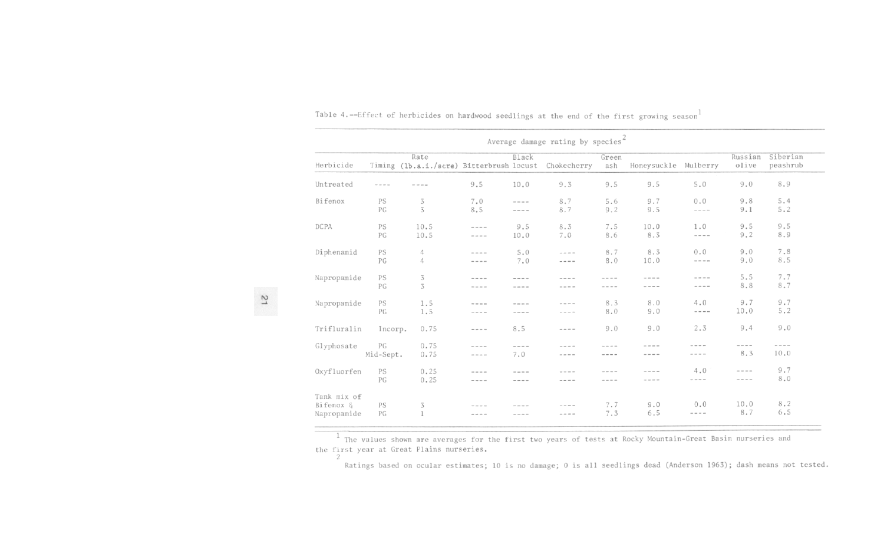Table 4.--Effect of herbicides on hardwood seedlings at the end of the first growing season[1]

| | | | Average damage rating by species[2] | | | | | | | |
|---|---|---|---|---|---|---|---|---|---|---|
| Herbicide | Timing | Rate (lb.a.i./acre) | Bitterbrush | Black locust | Chokecherry | Green ash | Honeysuckle | Mulberry | Russian olive | Siberian peashrub |
| Untreated | ---- | ---- | 9.5 | 10.0 | 9.3 | 9.5 | 9.5 | 5.0 | 9.0 | 8.9 |
| Bifenox | PS | 3 | 7.0 | ---- | 8.7 | 5.6 | 9.7 | 0.0 | 9.8 | 5.4 |
| | PG | 3 | 8.5 | ---- | 8.7 | 9.2 | 9.5 | ---- | 9.1 | 5.2 |
| DCPA | PS | 10.5 | ---- | 9.5 | 8.3 | 7.5 | 10.0 | 1.0 | 9.5 | 9.5 |
| | PG | 10.5 | ---- | 10.0 | 7.0 | 8.6 | 8.3 | ---- | 9.2 | 8.9 |
| Diphenamid | PS | 4 | ---- | 5.0 | ---- | 8.7 | 8.3 | 0.0 | 9.0 | 7.8 |
| | PG | 4 | ---- | 7.0 | ---- | 8.0 | 10.0 | ---- | 9.0 | 8.5 |
| Napropamide | PS | 3 | ---- | ---- | ---- | ---- | ---- | ---- | 5.5 | 7.7 |
| | PG | 3 | ---- | ---- | ---- | ---- | ---- | ---- | 8.8 | 8.7 |
| Napropamide | PS | 1.5 | ---- | ---- | ---- | 8.3 | 8.0 | 4.0 | 9.7 | 9.7 |
| | PG | 1.5 | ---- | ---- | ---- | 8.0 | 9.0 | ---- | 10.0 | 5.2 |
| Trifluralin | Incorp. | 0.75 | ---- | 8.5 | ---- | 9.0 | 9.0 | 2.3 | 9.4 | 9.0 |
| Glyphosate | PG | 0.75 | ---- | ---- | ---- | ---- | ---- | ---- | ---- | ---- |
| | Mid-Sept. | 0.75 | ---- | 7.0 | ---- | ---- | ---- | ---- | 8.3 | 10.0 |
| Oxyfluorfen | PS | 0.25 | ---- | ---- | ---- | ---- | ---- | 4.0 | ---- | 9.7 |
| | PG | 0.25 | ---- | ---- | ---- | ---- | ---- | ---- | ---- | 8.0 |
| Tank mix of Bifenox & | PS | 3 | ---- | ---- | ---- | 7.7 | 9.0 | 0.0 | 10.0 | 8.2 |
| Napropamide | PG | 1 | ---- | ---- | ---- | 7.3 | 6.5 | ---- | 8.7 | 6.5 |

[1] The values shown are averages for the first two years of tests at Rocky Mountain-Great Basin nurseries and the first year at Great Plains nurseries.

[2] Ratings based on ocular estimates; 10 is no damage; 0 is all seedlings dead (Anderson 1963); dash means not tested.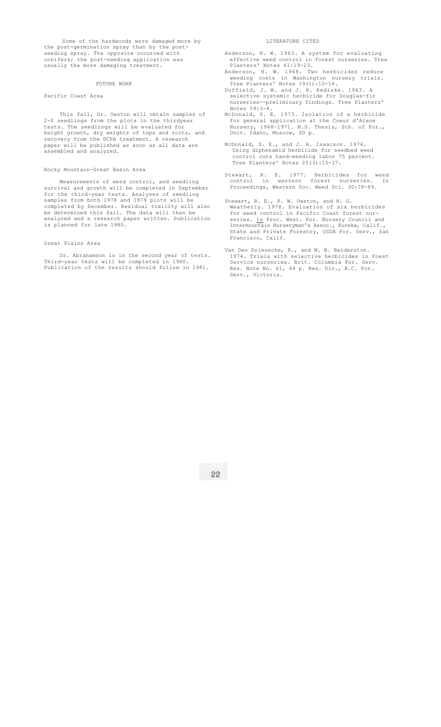Some of the hardwoods were damaged more by the post-germination spray than by the post-seeding spray. The opposite occurred with conifers; the post-seeding application was usually the more damaging treatment.

## FUTURE WORK

### Pacific Coast Area

This fall, Dr. Owston will obtain samples of 2-0 seedlings from the plots in the thirdyear tests. The seedlings will be evaluated for height growth, dry weights of tops and roots, and recovery from the DCPA treatment. A research paper will be published as soon as all data are assembled and analyzed.

### Rocky Mountain-Great Basin Area

Measurements of weed control, and seedling survival and growth will be completed in September for the third-year tests. Analyses of seedling samples from both 1978 and 1979 plots will be completed by December. Residual toxicity will also be determined this fall. The data will then be analyzed and a research paper written. Publication is planned for late 1980.

### Great Plains Area

Dr. Abrahamson is in the second year of tests. Third-year tests will be completed in 1980. Publication of the results should follow in 1981.

## LITERATURE CITED

Anderson, H. W. 1963. A system for evaluating effective weed control in forest nurseries. Tree Planters' Notes 61:19-23.

Anderson, H. W. 1968. Two herbicides reduce weeding costs in Washington nursery trials. Tree Planters' Notes 19(1):10-14.

Duffield, J. W. and J. H. Rediske. 1963. A selective systemic herbicide for Douglas-fir nurseries--preliminary findings. Tree Planters' Notes 59:3-4.

McDonald, S. E. 1973. Isolation of a herbicide for general application at the Coeur d'Alene Nursery, 1968-1971. M.S. Thesis, Sch. of For., Univ. Idaho, Moscow, SO p.

McDonald, S. E., and J. A. Isaacson. 1974. Using diphenamid herbicide for seedbed weed control cuts hand-weeding labor 75 percent. Tree Planters' Notes 25(3):15-17.

Stewart, R. E. 1977. Herbicides for weed control in western forest nurseries. In Proceedings, Western Soc. Weed Sci. 30:78-89.

Stewart, R. E., P. W. Owston, and H. G. Weatherly. 1978. Evaluation of six herbicides for weed control in Pacific Coast forest nurseries. In Proc. West. For. Nursery Council and Intermountain Nurseryman's Assoc., Eureka, Calif., State and Private Forestry, USDA For. Serv., San Francisco, Calif.

Van Den Driessche, R., and M. B. Balderston. 1974. Trials with selective herbicides in Foest Service nurseries. Brit. Columbia For. Serv. Res. Note No. 61, 44 p. Res. Div., B.C. For. Serv., Victoria.